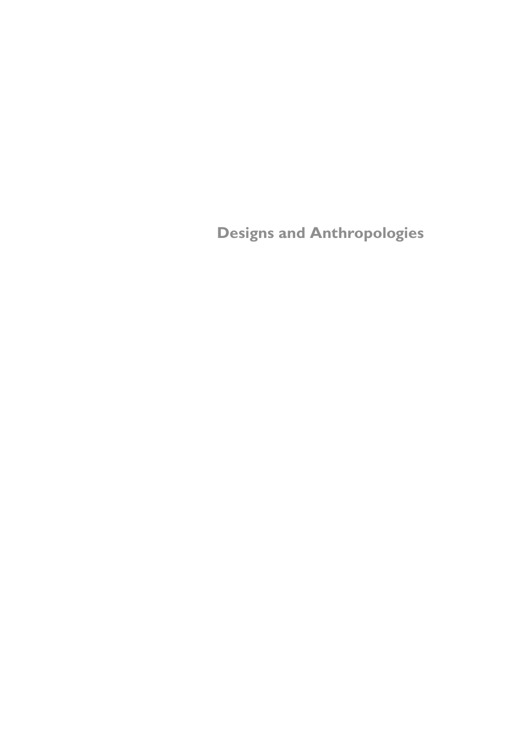# Designs and Anthropologies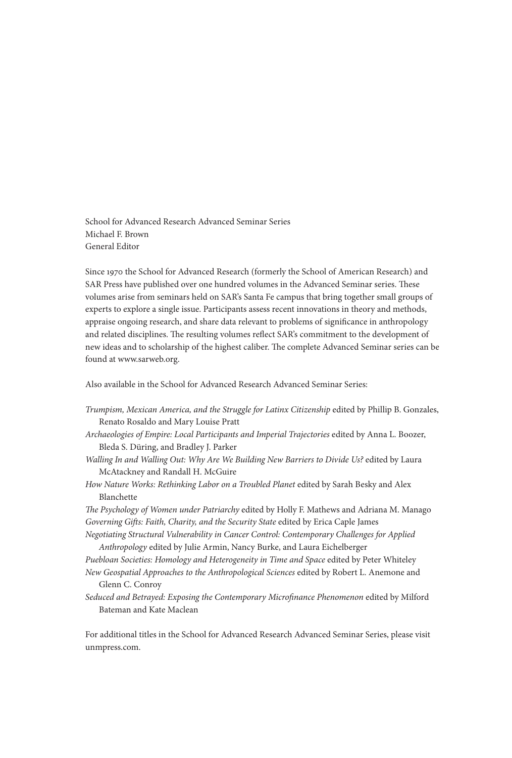School for Advanced Research Advanced Seminar Series
Michael F. Brown
General Editor

Since 1970 the School for Advanced Research (formerly the School of American Research) and SAR Press have published over one hundred volumes in the Advanced Seminar series. These volumes arise from seminars held on SAR's Santa Fe campus that bring together small groups of experts to explore a single issue. Participants assess recent innovations in theory and methods, appraise ongoing research, and share data relevant to problems of significance in anthropology and related disciplines. The resulting volumes reflect SAR's commitment to the development of new ideas and to scholarship of the highest caliber. The complete Advanced Seminar series can be found at www.sarweb.org.

Also available in the School for Advanced Research Advanced Seminar Series:

*Trumpism, Mexican America, and the Struggle for Latinx Citizenship* edited by Phillip B. Gonzales, Renato Rosaldo and Mary Louise Pratt

*Archaeologies of Empire: Local Participants and Imperial Trajectories* edited by Anna L. Boozer, Bleda S. Düring, and Bradley J. Parker

*Walling In and Walling Out: Why Are We Building New Barriers to Divide Us?* edited by Laura McAtackney and Randall H. McGuire

*How Nature Works: Rethinking Labor on a Troubled Planet* edited by Sarah Besky and Alex Blanchette

*The Psychology of Women under Patriarchy* edited by Holly F. Mathews and Adriana M. Manago

*Governing Gifts: Faith, Charity, and the Security State* edited by Erica Caple James

*Negotiating Structural Vulnerability in Cancer Control: Contemporary Challenges for Applied Anthropology* edited by Julie Armin, Nancy Burke, and Laura Eichelberger

*Puebloan Societies: Homology and Heterogeneity in Time and Space* edited by Peter Whiteley

*New Geospatial Approaches to the Anthropological Sciences* edited by Robert L. Anemone and Glenn C. Conroy

*Seduced and Betrayed: Exposing the Contemporary Microfinance Phenomenon* edited by Milford Bateman and Kate Maclean

For additional titles in the School for Advanced Research Advanced Seminar Series, please visit unmpress.com.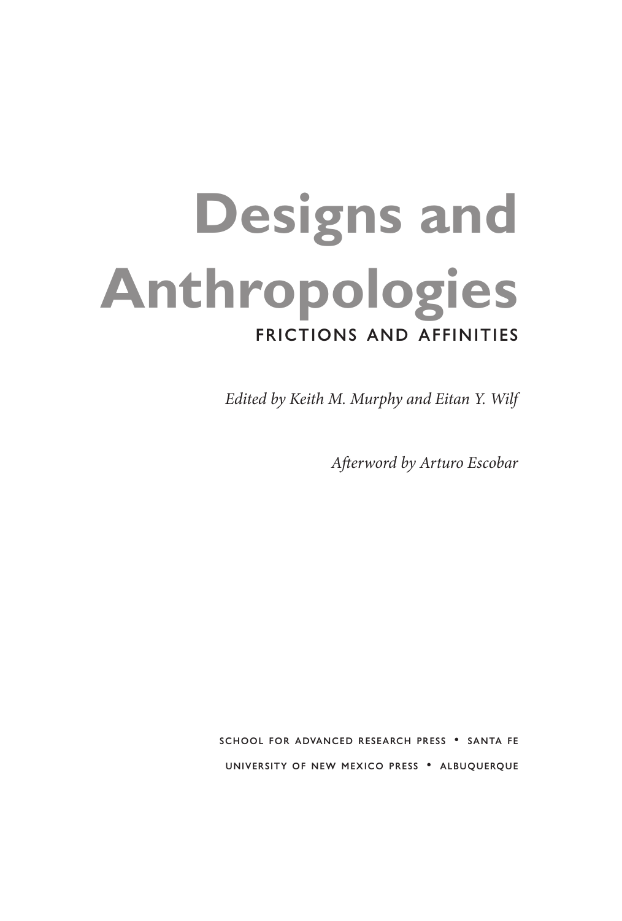# Designs and Anthropologies

## FRICTIONS AND AFFINITIES

*Edited by Keith M. Murphy and Eitan Y. Wilf*

*Afterword by Arturo Escobar*

SCHOOL FOR ADVANCED RESEARCH PRESS • SANTA FE

UNIVERSITY OF NEW MEXICO PRESS • ALBUQUERQUE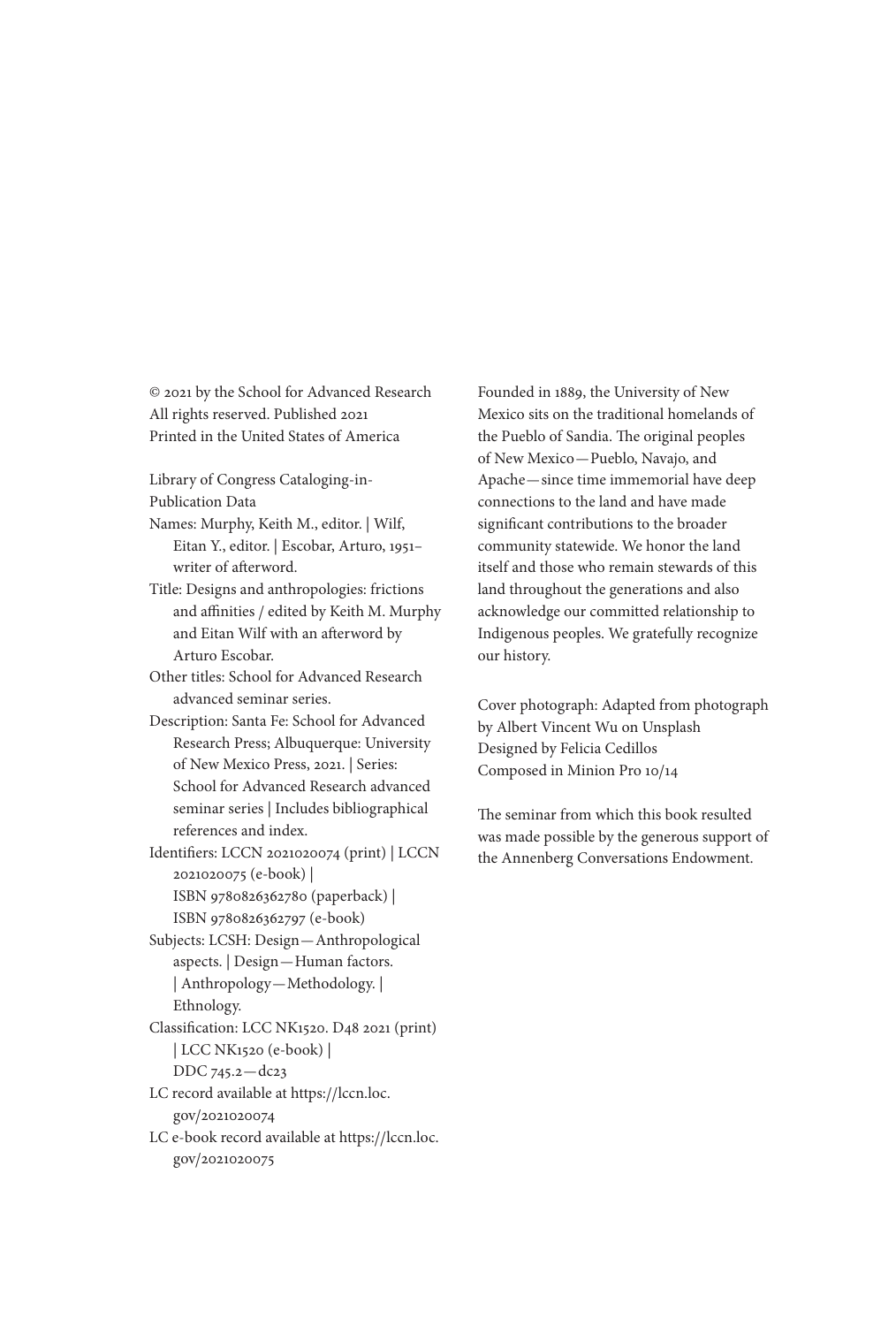© 2021 by the School for Advanced Research
All rights reserved. Published 2021
Printed in the United States of America

Library of Congress Cataloging-in-Publication Data

Names: Murphy, Keith M., editor. | Wilf, Eitan Y., editor. | Escobar, Arturo, 1951– writer of afterword.

Title: Designs and anthropologies: frictions and affinities / edited by Keith M. Murphy and Eitan Wilf with an afterword by Arturo Escobar.

Other titles: School for Advanced Research advanced seminar series.

Description: Santa Fe: School for Advanced Research Press; Albuquerque: University of New Mexico Press, 2021. | Series: School for Advanced Research advanced seminar series | Includes bibliographical references and index.

Identifiers: LCCN 2021020074 (print) | LCCN 2021020075 (e-book) | ISBN 9780826362780 (paperback) | ISBN 9780826362797 (e-book)

Subjects: LCSH: Design—Anthropological aspects. | Design—Human factors. | Anthropology—Methodology. | Ethnology.

Classification: LCC NK1520. D48 2021 (print) | LCC NK1520 (e-book) | DDC 745.2—dc23

LC record available at https://lccn.loc.gov/2021020074

LC e-book record available at https://lccn.loc.gov/2021020075

Founded in 1889, the University of New Mexico sits on the traditional homelands of the Pueblo of Sandia. The original peoples of New Mexico—Pueblo, Navajo, and Apache—since time immemorial have deep connections to the land and have made significant contributions to the broader community statewide. We honor the land itself and those who remain stewards of this land throughout the generations and also acknowledge our committed relationship to Indigenous peoples. We gratefully recognize our history.

Cover photograph: Adapted from photograph by Albert Vincent Wu on Unsplash
Designed by Felicia Cedillos
Composed in Minion Pro 10/14

The seminar from which this book resulted was made possible by the generous support of the Annenberg Conversations Endowment.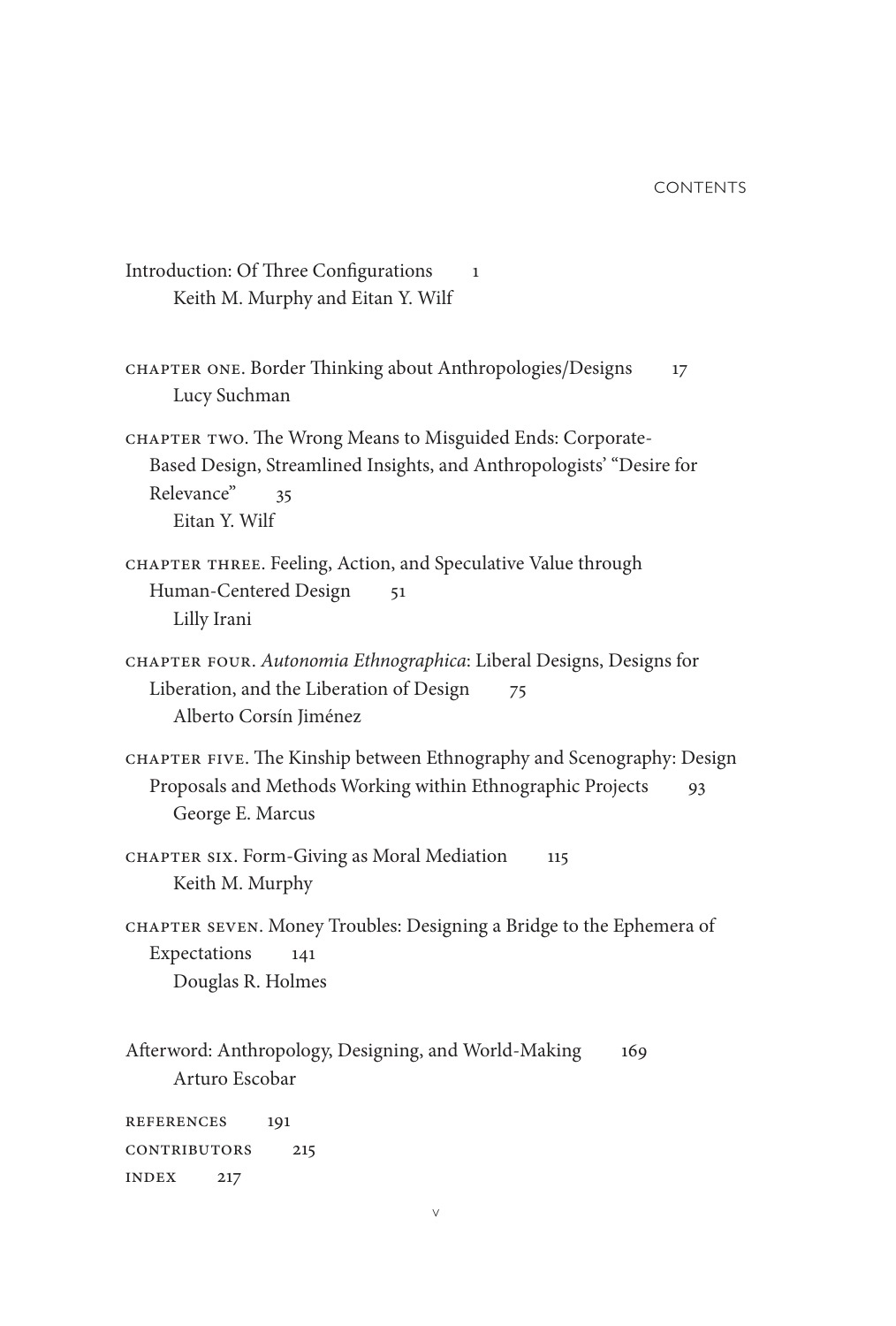# CONTENTS

Introduction: Of Three Configurations 1
Keith M. Murphy and Eitan Y. Wilf

CHAPTER ONE. Border Thinking about Anthropologies/Designs 17
Lucy Suchman

CHAPTER TWO. The Wrong Means to Misguided Ends: Corporate-Based Design, Streamlined Insights, and Anthropologists' "Desire for Relevance" 35
Eitan Y. Wilf

CHAPTER THREE. Feeling, Action, and Speculative Value through Human-Centered Design 51
Lilly Irani

CHAPTER FOUR. *Autonomia Ethnographica*: Liberal Designs, Designs for Liberation, and the Liberation of Design 75
Alberto Corsín Jiménez

CHAPTER FIVE. The Kinship between Ethnography and Scenography: Design Proposals and Methods Working within Ethnographic Projects 93
George E. Marcus

CHAPTER SIX. Form-Giving as Moral Mediation 115
Keith M. Murphy

CHAPTER SEVEN. Money Troubles: Designing a Bridge to the Ephemera of Expectations 141
Douglas R. Holmes

Afterword: Anthropology, Designing, and World-Making 169
Arturo Escobar

REFERENCES 191

CONTRIBUTORS 215

INDEX 217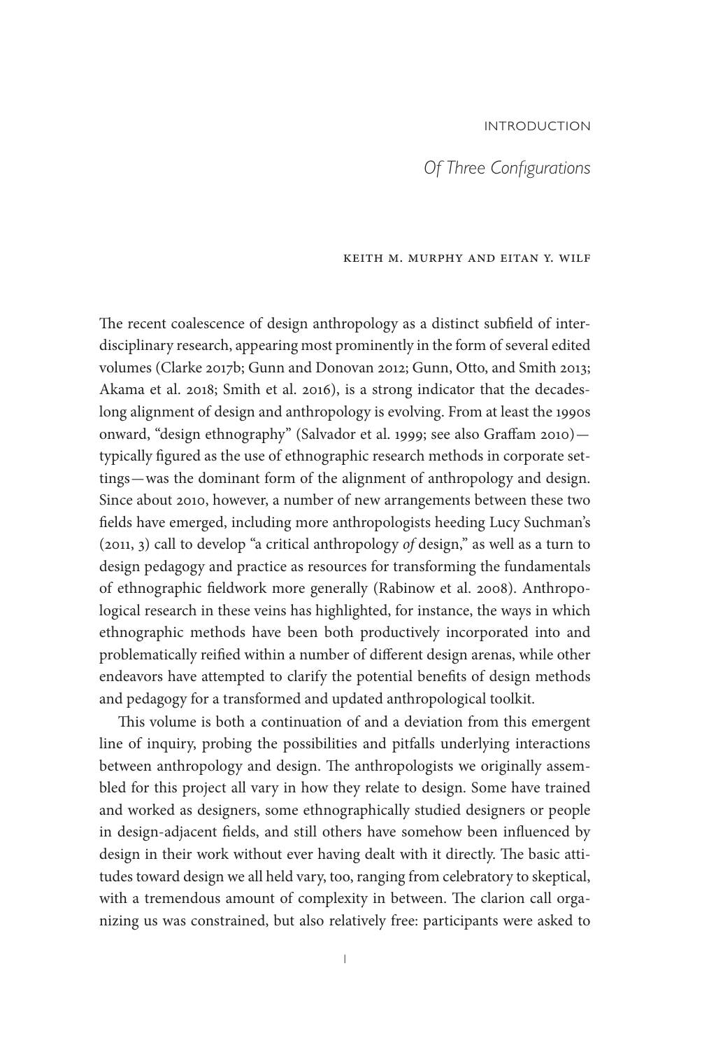INTRODUCTION

# *Of Three Configurations*

KEITH M. MURPHY AND EITAN Y. WILF

The recent coalescence of design anthropology as a distinct subfield of interdisciplinary research, appearing most prominently in the form of several edited volumes (Clarke 2017b; Gunn and Donovan 2012; Gunn, Otto, and Smith 2013; Akama et al. 2018; Smith et al. 2016), is a strong indicator that the decades-long alignment of design and anthropology is evolving. From at least the 1990s onward, "design ethnography" (Salvador et al. 1999; see also Graffam 2010)—typically figured as the use of ethnographic research methods in corporate settings—was the dominant form of the alignment of anthropology and design. Since about 2010, however, a number of new arrangements between these two fields have emerged, including more anthropologists heeding Lucy Suchman's (2011, 3) call to develop "a critical anthropology *of* design," as well as a turn to design pedagogy and practice as resources for transforming the fundamentals of ethnographic fieldwork more generally (Rabinow et al. 2008). Anthropological research in these veins has highlighted, for instance, the ways in which ethnographic methods have been both productively incorporated into and problematically reified within a number of different design arenas, while other endeavors have attempted to clarify the potential benefits of design methods and pedagogy for a transformed and updated anthropological toolkit.

This volume is both a continuation of and a deviation from this emergent line of inquiry, probing the possibilities and pitfalls underlying interactions between anthropology and design. The anthropologists we originally assembled for this project all vary in how they relate to design. Some have trained and worked as designers, some ethnographically studied designers or people in design-adjacent fields, and still others have somehow been influenced by design in their work without ever having dealt with it directly. The basic attitudes toward design we all held vary, too, ranging from celebratory to skeptical, with a tremendous amount of complexity in between. The clarion call organizing us was constrained, but also relatively free: participants were asked to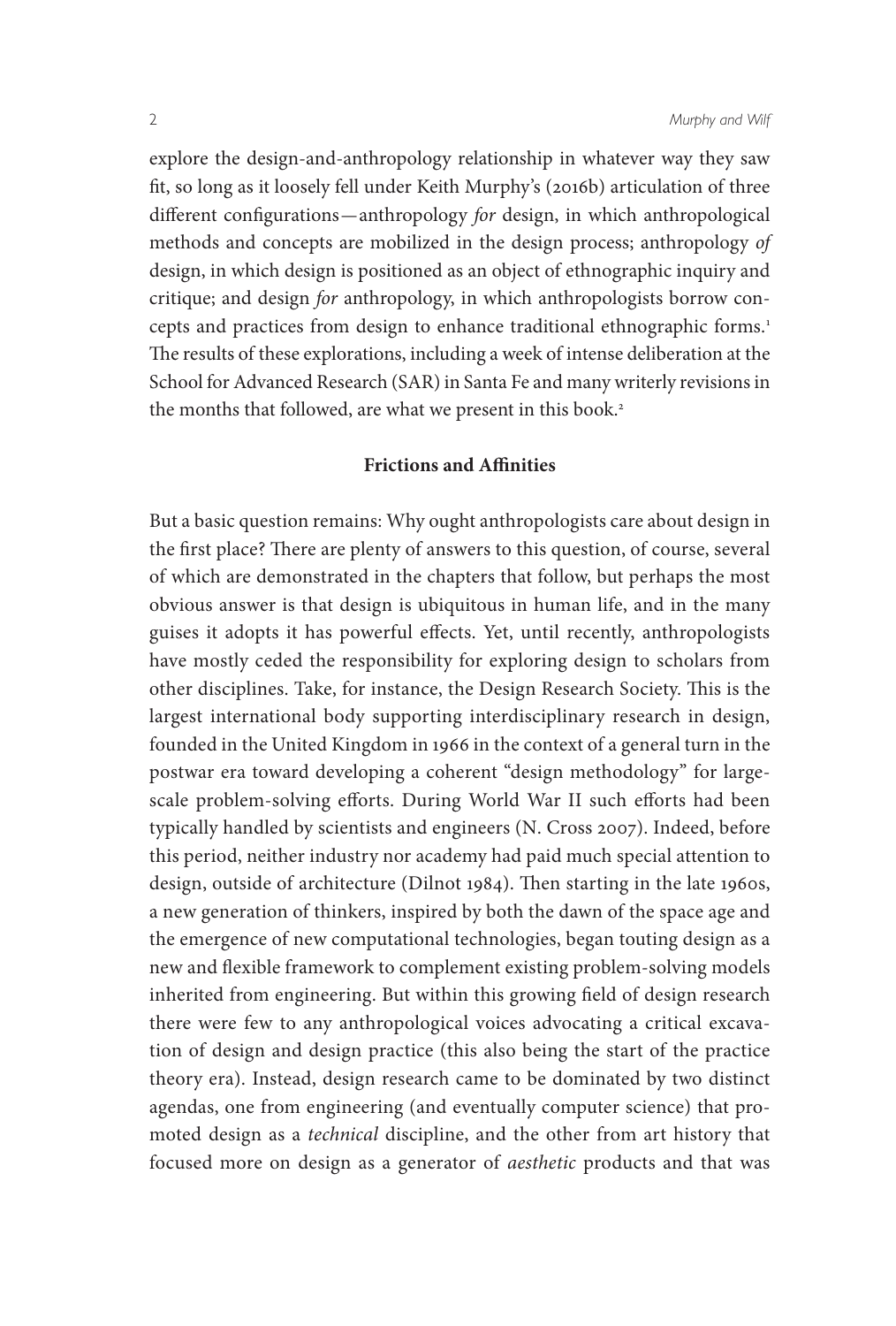explore the design-and-anthropology relationship in whatever way they saw fit, so long as it loosely fell under Keith Murphy's (2016b) articulation of three different configurations—anthropology *for* design, in which anthropological methods and concepts are mobilized in the design process; anthropology *of* design, in which design is positioned as an object of ethnographic inquiry and critique; and design *for* anthropology, in which anthropologists borrow concepts and practices from design to enhance traditional ethnographic forms.[1] The results of these explorations, including a week of intense deliberation at the School for Advanced Research (SAR) in Santa Fe and many writerly revisions in the months that followed, are what we present in this book.[2]

## Frictions and Affinities

But a basic question remains: Why ought anthropologists care about design in the first place? There are plenty of answers to this question, of course, several of which are demonstrated in the chapters that follow, but perhaps the most obvious answer is that design is ubiquitous in human life, and in the many guises it adopts it has powerful effects. Yet, until recently, anthropologists have mostly ceded the responsibility for exploring design to scholars from other disciplines. Take, for instance, the Design Research Society. This is the largest international body supporting interdisciplinary research in design, founded in the United Kingdom in 1966 in the context of a general turn in the postwar era toward developing a coherent "design methodology" for large-scale problem-solving efforts. During World War II such efforts had been typically handled by scientists and engineers (N. Cross 2007). Indeed, before this period, neither industry nor academy had paid much special attention to design, outside of architecture (Dilnot 1984). Then starting in the late 1960s, a new generation of thinkers, inspired by both the dawn of the space age and the emergence of new computational technologies, began touting design as a new and flexible framework to complement existing problem-solving models inherited from engineering. But within this growing field of design research there were few to any anthropological voices advocating a critical excavation of design and design practice (this also being the start of the practice theory era). Instead, design research came to be dominated by two distinct agendas, one from engineering (and eventually computer science) that promoted design as a *technical* discipline, and the other from art history that focused more on design as a generator of *aesthetic* products and that was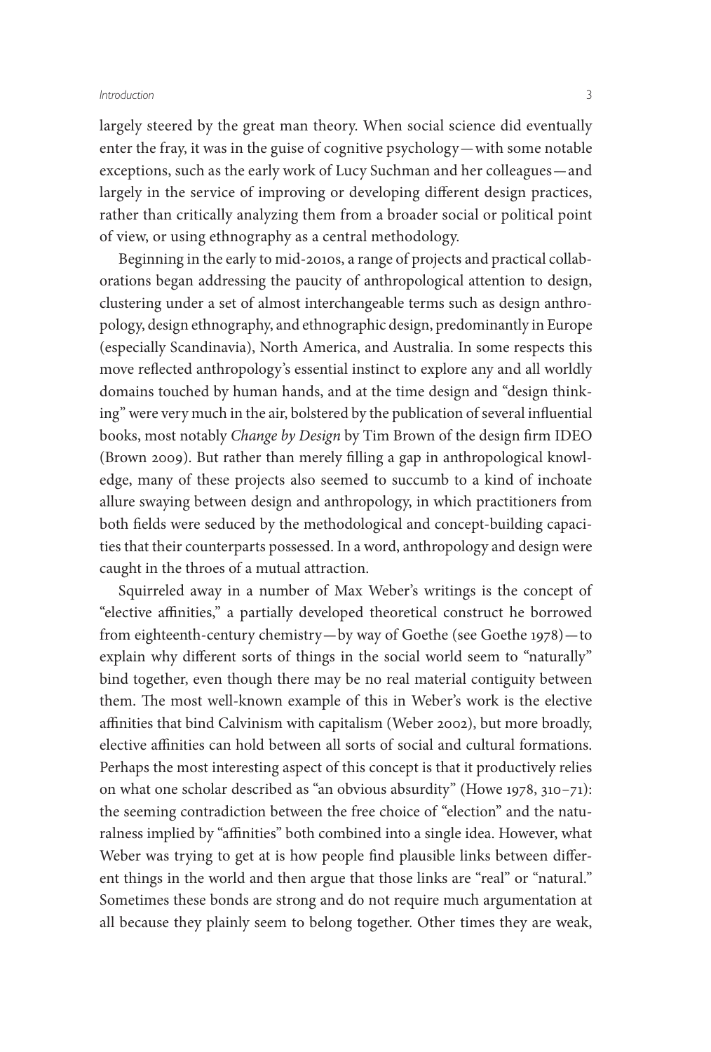largely steered by the great man theory. When social science did eventually enter the fray, it was in the guise of cognitive psychology—with some notable exceptions, such as the early work of Lucy Suchman and her colleagues—and largely in the service of improving or developing different design practices, rather than critically analyzing them from a broader social or political point of view, or using ethnography as a central methodology.

Beginning in the early to mid-2010s, a range of projects and practical collaborations began addressing the paucity of anthropological attention to design, clustering under a set of almost interchangeable terms such as design anthropology, design ethnography, and ethnographic design, predominantly in Europe (especially Scandinavia), North America, and Australia. In some respects this move reflected anthropology's essential instinct to explore any and all worldly domains touched by human hands, and at the time design and "design thinking" were very much in the air, bolstered by the publication of several influential books, most notably *Change by Design* by Tim Brown of the design firm IDEO (Brown 2009). But rather than merely filling a gap in anthropological knowledge, many of these projects also seemed to succumb to a kind of inchoate allure swaying between design and anthropology, in which practitioners from both fields were seduced by the methodological and concept-building capacities that their counterparts possessed. In a word, anthropology and design were caught in the throes of a mutual attraction.

Squirreled away in a number of Max Weber's writings is the concept of "elective affinities," a partially developed theoretical construct he borrowed from eighteenth-century chemistry—by way of Goethe (see Goethe 1978)—to explain why different sorts of things in the social world seem to "naturally" bind together, even though there may be no real material contiguity between them. The most well-known example of this in Weber's work is the elective affinities that bind Calvinism with capitalism (Weber 2002), but more broadly, elective affinities can hold between all sorts of social and cultural formations. Perhaps the most interesting aspect of this concept is that it productively relies on what one scholar described as "an obvious absurdity" (Howe 1978, 310–71): the seeming contradiction between the free choice of "election" and the naturalness implied by "affinities" both combined into a single idea. However, what Weber was trying to get at is how people find plausible links between different things in the world and then argue that those links are "real" or "natural." Sometimes these bonds are strong and do not require much argumentation at all because they plainly seem to belong together. Other times they are weak,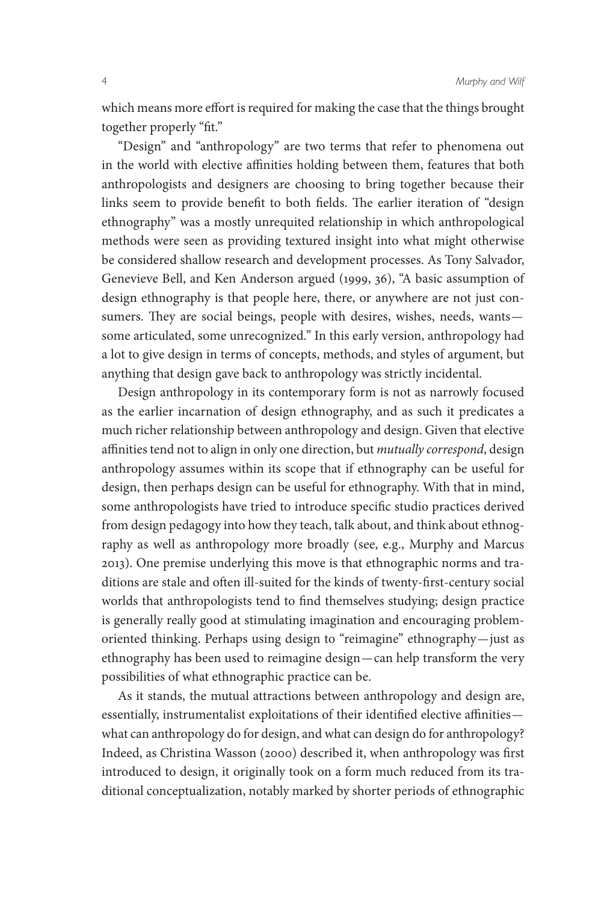which means more effort is required for making the case that the things brought together properly "fit."

"Design" and "anthropology" are two terms that refer to phenomena out in the world with elective affinities holding between them, features that both anthropologists and designers are choosing to bring together because their links seem to provide benefit to both fields. The earlier iteration of "design ethnography" was a mostly unrequited relationship in which anthropological methods were seen as providing textured insight into what might otherwise be considered shallow research and development processes. As Tony Salvador, Genevieve Bell, and Ken Anderson argued (1999, 36), "A basic assumption of design ethnography is that people here, there, or anywhere are not just consumers. They are social beings, people with desires, wishes, needs, wants—some articulated, some unrecognized." In this early version, anthropology had a lot to give design in terms of concepts, methods, and styles of argument, but anything that design gave back to anthropology was strictly incidental.

Design anthropology in its contemporary form is not as narrowly focused as the earlier incarnation of design ethnography, and as such it predicates a much richer relationship between anthropology and design. Given that elective affinities tend not to align in only one direction, but *mutually correspond*, design anthropology assumes within its scope that if ethnography can be useful for design, then perhaps design can be useful for ethnography. With that in mind, some anthropologists have tried to introduce specific studio practices derived from design pedagogy into how they teach, talk about, and think about ethnography as well as anthropology more broadly (see, e.g., Murphy and Marcus 2013). One premise underlying this move is that ethnographic norms and traditions are stale and often ill-suited for the kinds of twenty-first-century social worlds that anthropologists tend to find themselves studying; design practice is generally really good at stimulating imagination and encouraging problem-oriented thinking. Perhaps using design to "reimagine" ethnography—just as ethnography has been used to reimagine design—can help transform the very possibilities of what ethnographic practice can be.

As it stands, the mutual attractions between anthropology and design are, essentially, instrumentalist exploitations of their identified elective affinities—what can anthropology do for design, and what can design do for anthropology? Indeed, as Christina Wasson (2000) described it, when anthropology was first introduced to design, it originally took on a form much reduced from its traditional conceptualization, notably marked by shorter periods of ethnographic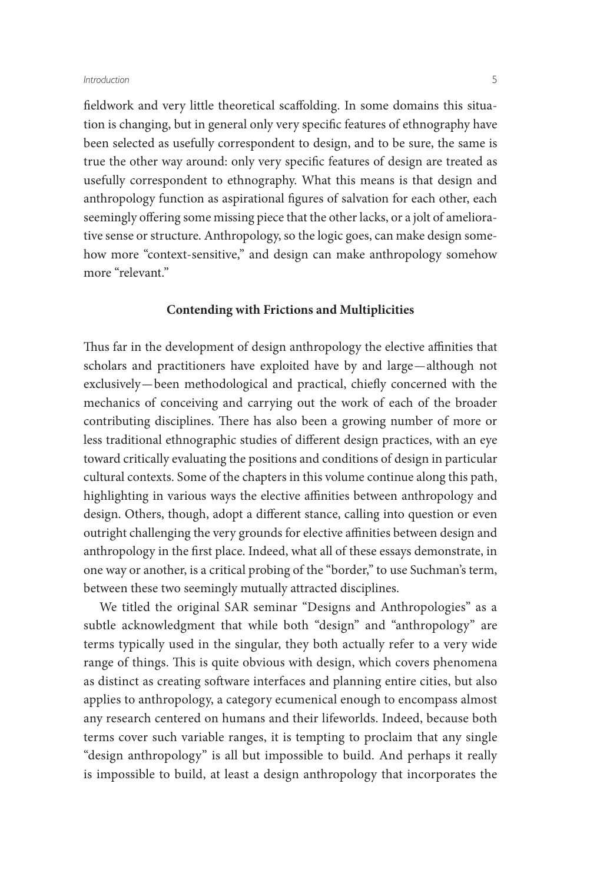fieldwork and very little theoretical scaffolding. In some domains this situation is changing, but in general only very specific features of ethnography have been selected as usefully correspondent to design, and to be sure, the same is true the other way around: only very specific features of design are treated as usefully correspondent to ethnography. What this means is that design and anthropology function as aspirational figures of salvation for each other, each seemingly offering some missing piece that the other lacks, or a jolt of ameliorative sense or structure. Anthropology, so the logic goes, can make design somehow more "context-sensitive," and design can make anthropology somehow more "relevant."

## Contending with Frictions and Multiplicities

Thus far in the development of design anthropology the elective affinities that scholars and practitioners have exploited have by and large—although not exclusively—been methodological and practical, chiefly concerned with the mechanics of conceiving and carrying out the work of each of the broader contributing disciplines. There has also been a growing number of more or less traditional ethnographic studies of different design practices, with an eye toward critically evaluating the positions and conditions of design in particular cultural contexts. Some of the chapters in this volume continue along this path, highlighting in various ways the elective affinities between anthropology and design. Others, though, adopt a different stance, calling into question or even outright challenging the very grounds for elective affinities between design and anthropology in the first place. Indeed, what all of these essays demonstrate, in one way or another, is a critical probing of the "border," to use Suchman's term, between these two seemingly mutually attracted disciplines.

We titled the original SAR seminar "Designs and Anthropologies" as a subtle acknowledgment that while both "design" and "anthropology" are terms typically used in the singular, they both actually refer to a very wide range of things. This is quite obvious with design, which covers phenomena as distinct as creating software interfaces and planning entire cities, but also applies to anthropology, a category ecumenical enough to encompass almost any research centered on humans and their lifeworlds. Indeed, because both terms cover such variable ranges, it is tempting to proclaim that any single "design anthropology" is all but impossible to build. And perhaps it really is impossible to build, at least a design anthropology that incorporates the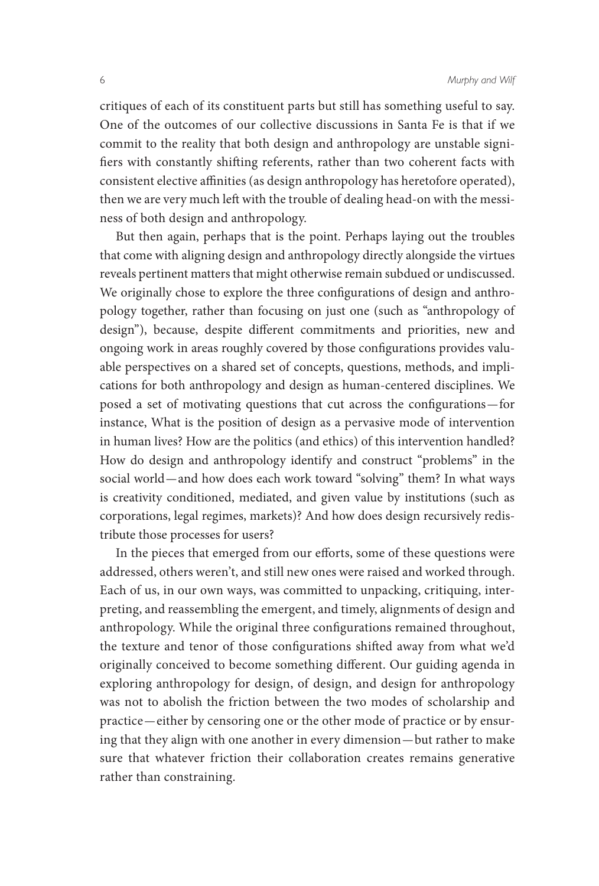critiques of each of its constituent parts but still has something useful to say. One of the outcomes of our collective discussions in Santa Fe is that if we commit to the reality that both design and anthropology are unstable signifiers with constantly shifting referents, rather than two coherent facts with consistent elective affinities (as design anthropology has heretofore operated), then we are very much left with the trouble of dealing head-on with the messiness of both design and anthropology.

But then again, perhaps that is the point. Perhaps laying out the troubles that come with aligning design and anthropology directly alongside the virtues reveals pertinent matters that might otherwise remain subdued or undiscussed. We originally chose to explore the three configurations of design and anthropology together, rather than focusing on just one (such as "anthropology of design"), because, despite different commitments and priorities, new and ongoing work in areas roughly covered by those configurations provides valuable perspectives on a shared set of concepts, questions, methods, and implications for both anthropology and design as human-centered disciplines. We posed a set of motivating questions that cut across the configurations—for instance, What is the position of design as a pervasive mode of intervention in human lives? How are the politics (and ethics) of this intervention handled? How do design and anthropology identify and construct "problems" in the social world—and how does each work toward "solving" them? In what ways is creativity conditioned, mediated, and given value by institutions (such as corporations, legal regimes, markets)? And how does design recursively redistribute those processes for users?

In the pieces that emerged from our efforts, some of these questions were addressed, others weren't, and still new ones were raised and worked through. Each of us, in our own ways, was committed to unpacking, critiquing, interpreting, and reassembling the emergent, and timely, alignments of design and anthropology. While the original three configurations remained throughout, the texture and tenor of those configurations shifted away from what we'd originally conceived to become something different. Our guiding agenda in exploring anthropology for design, of design, and design for anthropology was not to abolish the friction between the two modes of scholarship and practice—either by censoring one or the other mode of practice or by ensuring that they align with one another in every dimension—but rather to make sure that whatever friction their collaboration creates remains generative rather than constraining.